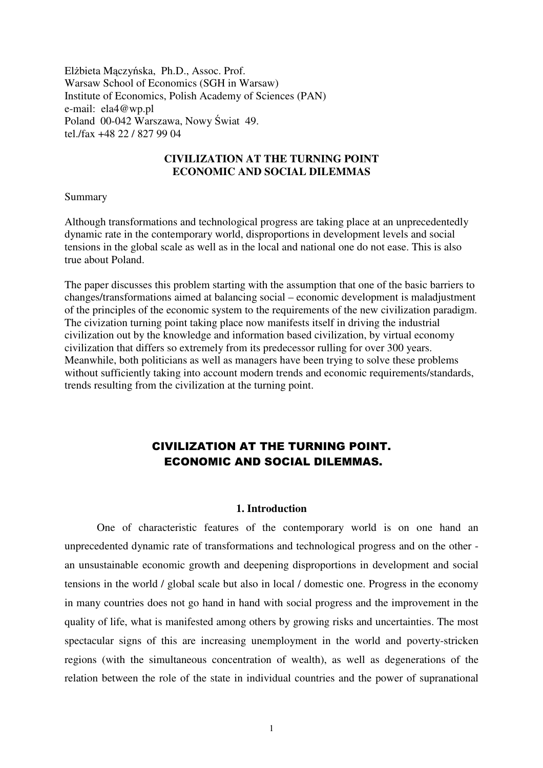Elżbieta Mączyńska, Ph.D., Assoc. Prof.
Warsaw School of Economics (SGH in Warsaw)
Institute of Economics, Polish Academy of Sciences (PAN)
e-mail: ela4@wp.pl
Poland 00-042 Warszawa, Nowy Świat 49.
tel./fax +48 22 / 827 99 04

**CIVILIZATION AT THE TURNING POINT**
**ECONOMIC AND SOCIAL DILEMMAS**

Summary

Although transformations and technological progress are taking place at an unprecedentedly dynamic rate in the contemporary world, disproportions in development levels and social tensions in the global scale as well as in the local and national one do not ease. This is also true about Poland.

The paper discusses this problem starting with the assumption that one of the basic barriers to changes/transformations aimed at balancing social – economic development is maladjustment of the principles of the economic system to the requirements of the new civilization paradigm. The civization turning point taking place now manifests itself in driving the industrial civilization out by the knowledge and information based civilization, by virtual economy civilization that differs so extremely from its predecessor rulling for over 300 years. Meanwhile, both politicians as well as managers have been trying to solve these problems without sufficiently taking into account modern trends and economic requirements/standards, trends resulting from the civilization at the turning point.

# CIVILIZATION AT THE TURNING POINT. ECONOMIC AND SOCIAL DILEMMAS.

## 1. Introduction

One of characteristic features of the contemporary world is on one hand an unprecedented dynamic rate of transformations and technological progress and on the other - an unsustainable economic growth and deepening disproportions in development and social tensions in the world / global scale but also in local / domestic one. Progress in the economy in many countries does not go hand in hand with social progress and the improvement in the quality of life, what is manifested among others by growing risks and uncertainties. The most spectacular signs of this are increasing unemployment in the world and poverty-stricken regions (with the simultaneous concentration of wealth), as well as degenerations of the relation between the role of the state in individual countries and the power of supranational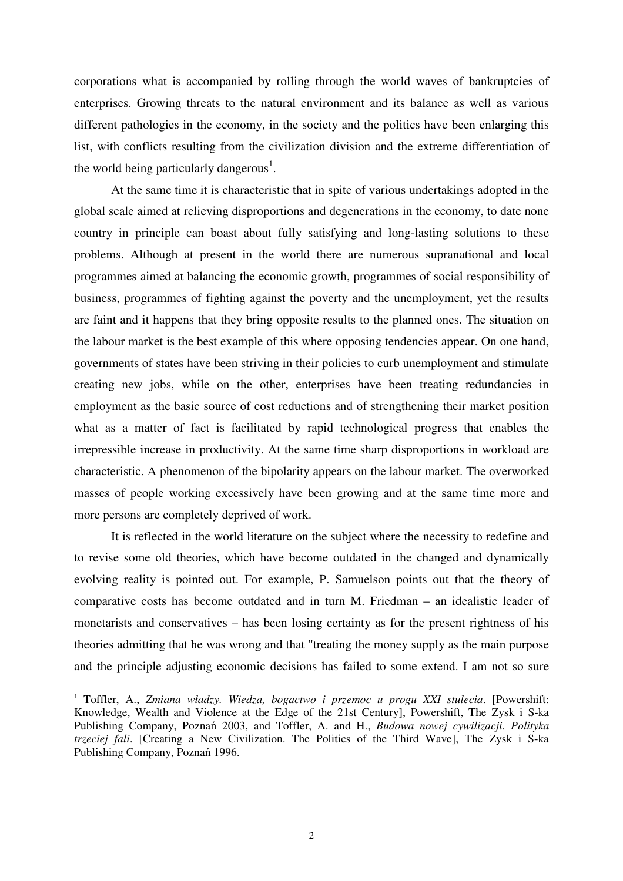corporations what is accompanied by rolling through the world waves of bankruptcies of enterprises. Growing threats to the natural environment and its balance as well as various different pathologies in the economy, in the society and the politics have been enlarging this list, with conflicts resulting from the civilization division and the extreme differentiation of the world being particularly dangerous[1].

At the same time it is characteristic that in spite of various undertakings adopted in the global scale aimed at relieving disproportions and degenerations in the economy, to date none country in principle can boast about fully satisfying and long-lasting solutions to these problems. Although at present in the world there are numerous supranational and local programmes aimed at balancing the economic growth, programmes of social responsibility of business, programmes of fighting against the poverty and the unemployment, yet the results are faint and it happens that they bring opposite results to the planned ones. The situation on the labour market is the best example of this where opposing tendencies appear. On one hand, governments of states have been striving in their policies to curb unemployment and stimulate creating new jobs, while on the other, enterprises have been treating redundancies in employment as the basic source of cost reductions and of strengthening their market position what as a matter of fact is facilitated by rapid technological progress that enables the irrepressible increase in productivity. At the same time sharp disproportions in workload are characteristic. A phenomenon of the bipolarity appears on the labour market. The overworked masses of people working excessively have been growing and at the same time more and more persons are completely deprived of work.

It is reflected in the world literature on the subject where the necessity to redefine and to revise some old theories, which have become outdated in the changed and dynamically evolving reality is pointed out. For example, P. Samuelson points out that the theory of comparative costs has become outdated and in turn M. Friedman – an idealistic leader of monetarists and conservatives – has been losing certainty as for the present rightness of his theories admitting that he was wrong and that "treating the money supply as the main purpose and the principle adjusting economic decisions has failed to some extend. I am not so sure

---

[1] Toffler, A., *Zmiana władzy. Wiedza, bogactwo i przemoc u progu XXI stulecia*. [Powershift: Knowledge, Wealth and Violence at the Edge of the 21st Century], Powershift, The Zysk i S-ka Publishing Company, Poznań 2003, and Toffler, A. and H., *Budowa nowej cywilizacji. Polityka trzeciej fali*. [Creating a New Civilization. The Politics of the Third Wave], The Zysk i S-ka Publishing Company, Poznań 1996.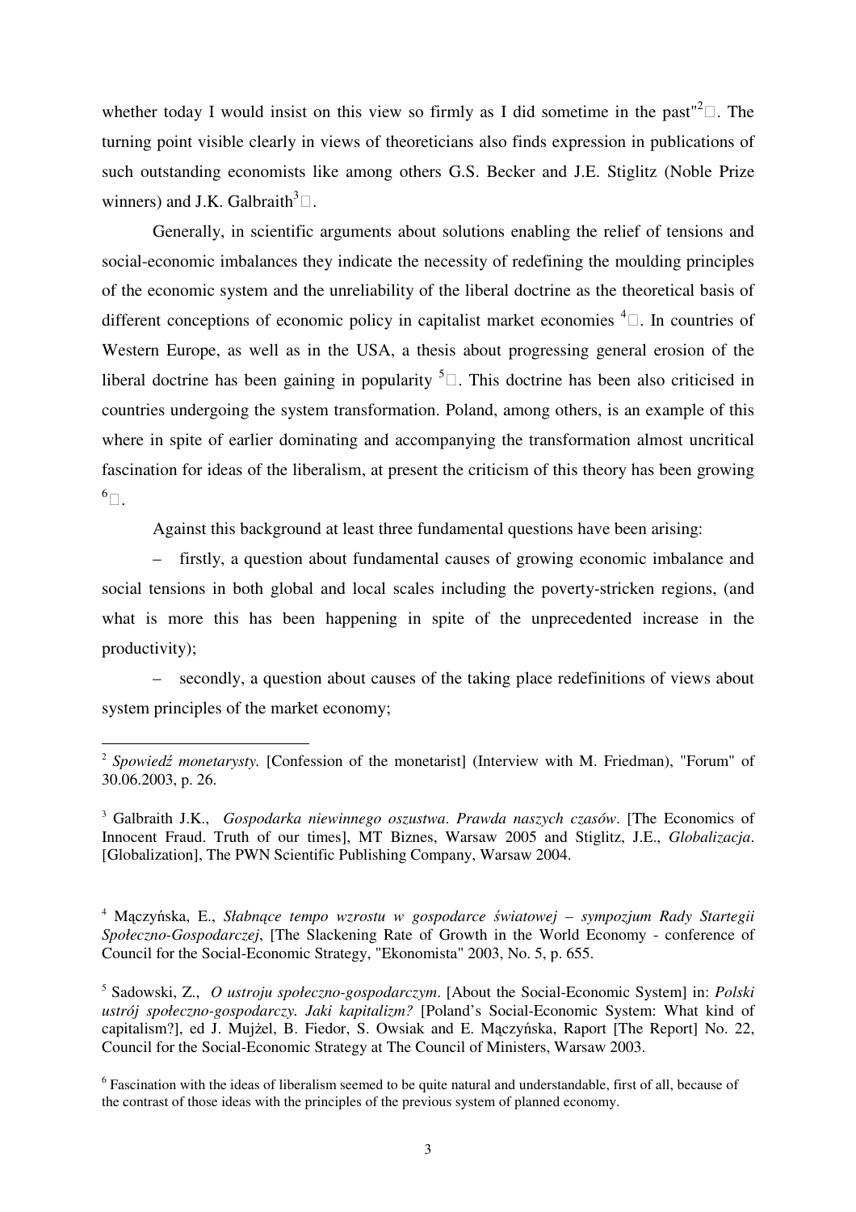whether today I would insist on this view so firmly as I did sometime in the past"[2]. The turning point visible clearly in views of theoreticians also finds expression in publications of such outstanding economists like among others G.S. Becker and J.E. Stiglitz (Noble Prize winners) and J.K. Galbraith[3].

Generally, in scientific arguments about solutions enabling the relief of tensions and social-economic imbalances they indicate the necessity of redefining the moulding principles of the economic system and the unreliability of the liberal doctrine as the theoretical basis of different conceptions of economic policy in capitalist market economies [4]. In countries of Western Europe, as well as in the USA, a thesis about progressing general erosion of the liberal doctrine has been gaining in popularity [5]. This doctrine has been also criticised in countries undergoing the system transformation. Poland, among others, is an example of this where in spite of earlier dominating and accompanying the transformation almost uncritical fascination for ideas of the liberalism, at present the criticism of this theory has been growing [6].

Against this background at least three fundamental questions have been arising:

– firstly, a question about fundamental causes of growing economic imbalance and social tensions in both global and local scales including the poverty-stricken regions, (and what is more this has been happening in spite of the unprecedented increase in the productivity);

– secondly, a question about causes of the taking place redefinitions of views about system principles of the market economy;

---

[2] *Spowiedź monetarysty.* [Confession of the monetarist] (Interview with M. Friedman), "Forum" of 30.06.2003, p. 26.

[3] Galbraith J.K., *Gospodarka niewinnego oszustwa*. *Prawda naszych czasów*. [The Economics of Innocent Fraud. Truth of our times], MT Biznes, Warsaw 2005 and Stiglitz, J.E., *Globalizacja*. [Globalization], The PWN Scientific Publishing Company, Warsaw 2004.

[4] Mączyńska, E., *Słabnące tempo wzrostu w gospodarce światowej – sympozjum Rady Startegii Społeczno-Gospodarczej*, [The Slackening Rate of Growth in the World Economy - conference of Council for the Social-Economic Strategy, "Ekonomista" 2003, No. 5, p. 655.

[5] Sadowski, Z., *O ustroju społeczno-gospodarczym*. [About the Social-Economic System] in: *Polski ustrój społeczno-gospodarczy. Jaki kapitalizm?* [Poland's Social-Economic System: What kind of capitalism?], ed J. Mujżel, B. Fiedor, S. Owsiak and E. Mączyńska, Raport [The Report] No. 22, Council for the Social-Economic Strategy at The Council of Ministers, Warsaw 2003.

[6] Fascination with the ideas of liberalism seemed to be quite natural and understandable, first of all, because of the contrast of those ideas with the principles of the previous system of planned economy.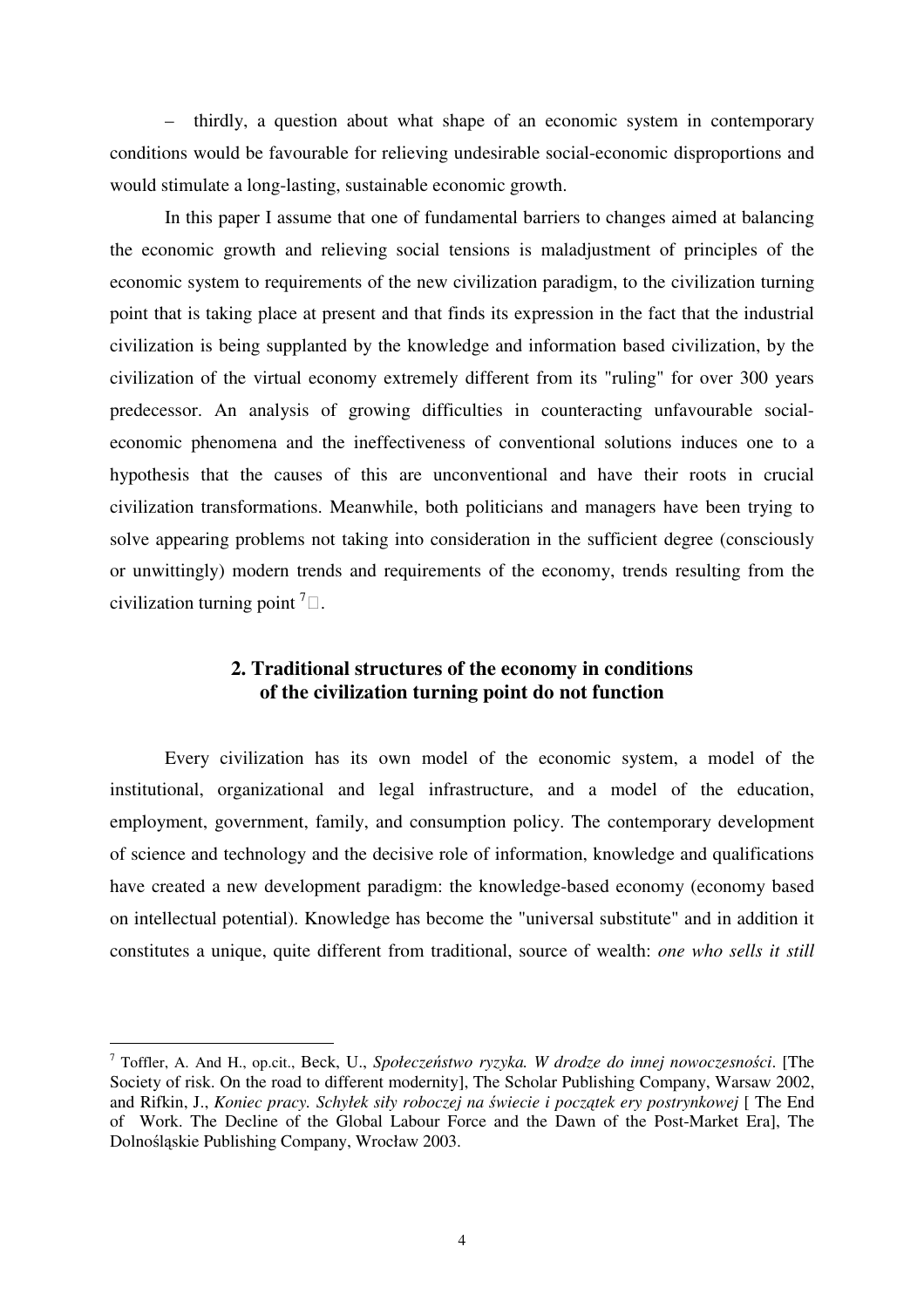– thirdly, a question about what shape of an economic system in contemporary conditions would be favourable for relieving undesirable social-economic disproportions and would stimulate a long-lasting, sustainable economic growth.

In this paper I assume that one of fundamental barriers to changes aimed at balancing the economic growth and relieving social tensions is maladjustment of principles of the economic system to requirements of the new civilization paradigm, to the civilization turning point that is taking place at present and that finds its expression in the fact that the industrial civilization is being supplanted by the knowledge and information based civilization, by the civilization of the virtual economy extremely different from its "ruling" for over 300 years predecessor. An analysis of growing difficulties in counteracting unfavourable social-economic phenomena and the ineffectiveness of conventional solutions induces one to a hypothesis that the causes of this are unconventional and have their roots in crucial civilization transformations. Meanwhile, both politicians and managers have been trying to solve appearing problems not taking into consideration in the sufficient degree (consciously or unwittingly) modern trends and requirements of the economy, trends resulting from the civilization turning point [7].

## 2. Traditional structures of the economy in conditions of the civilization turning point do not function

Every civilization has its own model of the economic system, a model of the institutional, organizational and legal infrastructure, and a model of the education, employment, government, family, and consumption policy. The contemporary development of science and technology and the decisive role of information, knowledge and qualifications have created a new development paradigm: the knowledge-based economy (economy based on intellectual potential). Knowledge has become the "universal substitute" and in addition it constitutes a unique, quite different from traditional, source of wealth: *one who sells it still*

---

[7] Toffler, A. And H., op.cit., Beck, U., *Społeczeństwo ryzyka. W drodze do innej nowoczesności*. [The Society of risk. On the road to different modernity], The Scholar Publishing Company, Warsaw 2002, and Rifkin, J., *Koniec pracy. Schyłek siły roboczej na świecie i początek ery postrynkowej* [ The End of Work. The Decline of the Global Labour Force and the Dawn of the Post-Market Era], The Dolnośląskie Publishing Company, Wrocław 2003.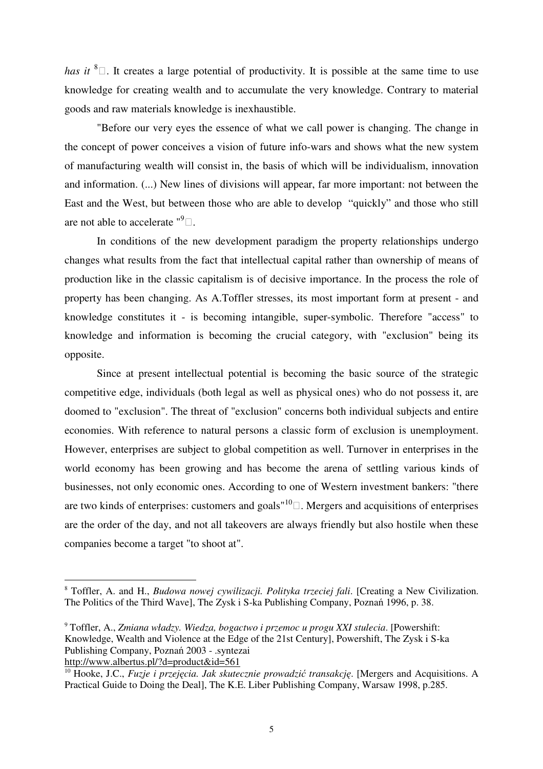*has it* [8]. It creates a large potential of productivity. It is possible at the same time to use knowledge for creating wealth and to accumulate the very knowledge. Contrary to material goods and raw materials knowledge is inexhaustible.

"Before our very eyes the essence of what we call power is changing. The change in the concept of power conceives a vision of future info-wars and shows what the new system of manufacturing wealth will consist in, the basis of which will be individualism, innovation and information. (...) New lines of divisions will appear, far more important: not between the East and the West, but between those who are able to develop "quickly" and those who still are not able to accelerate "[9].

In conditions of the new development paradigm the property relationships undergo changes what results from the fact that intellectual capital rather than ownership of means of production like in the classic capitalism is of decisive importance. In the process the role of property has been changing. As A.Toffler stresses, its most important form at present - and knowledge constitutes it - is becoming intangible, super-symbolic. Therefore "access" to knowledge and information is becoming the crucial category, with "exclusion" being its opposite.

Since at present intellectual potential is becoming the basic source of the strategic competitive edge, individuals (both legal as well as physical ones) who do not possess it, are doomed to "exclusion". The threat of "exclusion" concerns both individual subjects and entire economies. With reference to natural persons a classic form of exclusion is unemployment. However, enterprises are subject to global competition as well. Turnover in enterprises in the world economy has been growing and has become the arena of settling various kinds of businesses, not only economic ones. According to one of Western investment bankers: "there are two kinds of enterprises: customers and goals"[10]. Mergers and acquisitions of enterprises are the order of the day, and not all takeovers are always friendly but also hostile when these companies become a target "to shoot at".

---

[8] Toffler, A. and H., *Budowa nowej cywilizacji. Polityka trzeciej fali*. [Creating a New Civilization. The Politics of the Third Wave], The Zysk i S-ka Publishing Company, Poznań 1996, p. 38.

[9] Toffler, A., *Zmiana władzy. Wiedza, bogactwo i przemoc u progu XXI stulecia*. [Powershift: Knowledge, Wealth and Violence at the Edge of the 21st Century], Powershift, The Zysk i S-ka Publishing Company, Poznań 2003 - .syntezai http://www.albertus.pl/?d=product&id=561

[10] Hooke, J.C., *Fuzje i przejęcia. Jak skutecznie prowadzić transakcję*. [Mergers and Acquisitions. A Practical Guide to Doing the Deal], The K.E. Liber Publishing Company, Warsaw 1998, p.285.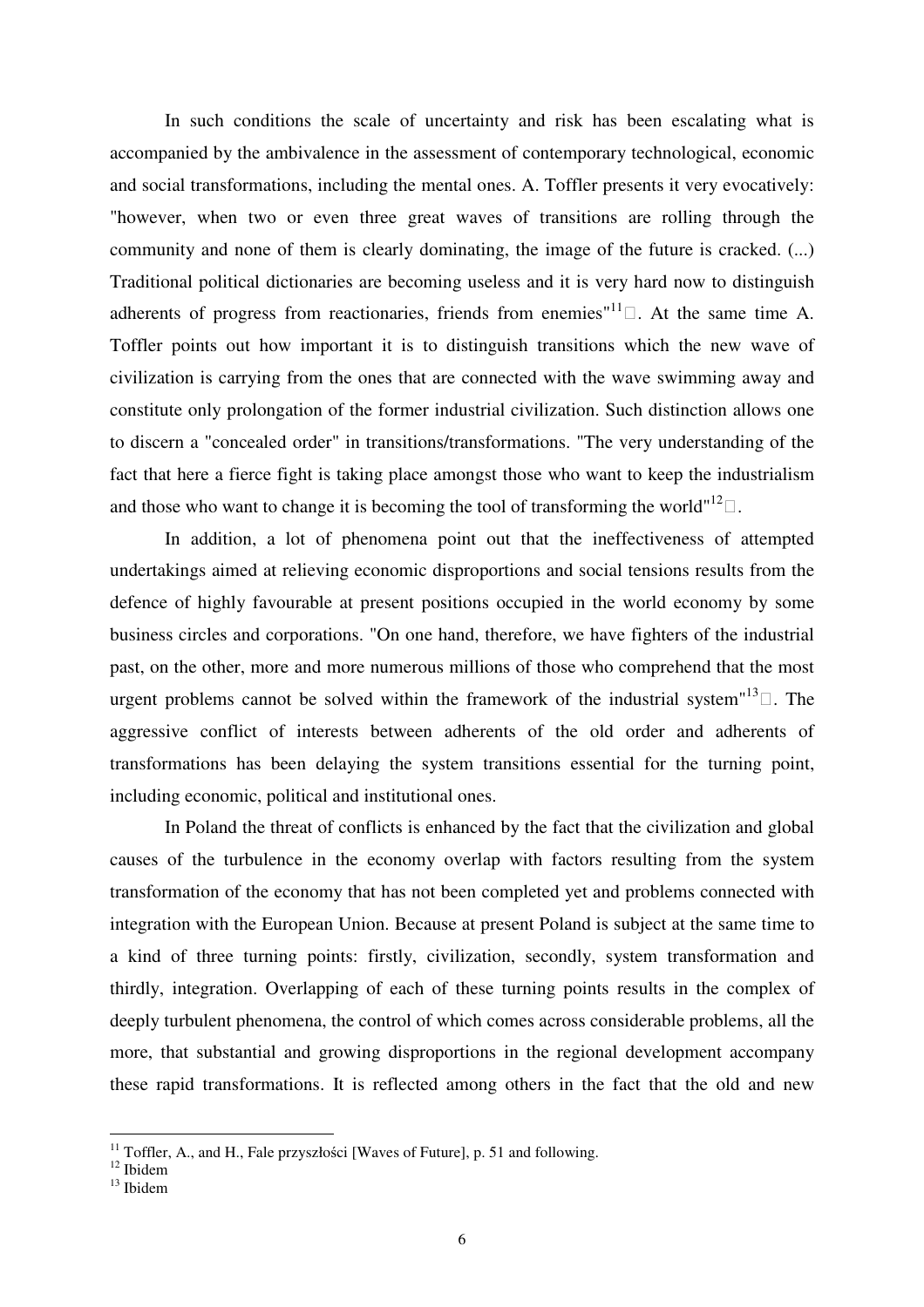In such conditions the scale of uncertainty and risk has been escalating what is accompanied by the ambivalence in the assessment of contemporary technological, economic and social transformations, including the mental ones. A. Toffler presents it very evocatively: "however, when two or even three great waves of transitions are rolling through the community and none of them is clearly dominating, the image of the future is cracked. (...) Traditional political dictionaries are becoming useless and it is very hard now to distinguish adherents of progress from reactionaries, friends from enemies"[11]. At the same time A. Toffler points out how important it is to distinguish transitions which the new wave of civilization is carrying from the ones that are connected with the wave swimming away and constitute only prolongation of the former industrial civilization. Such distinction allows one to discern a "concealed order" in transitions/transformations. "The very understanding of the fact that here a fierce fight is taking place amongst those who want to keep the industrialism and those who want to change it is becoming the tool of transforming the world"[12].

In addition, a lot of phenomena point out that the ineffectiveness of attempted undertakings aimed at relieving economic disproportions and social tensions results from the defence of highly favourable at present positions occupied in the world economy by some business circles and corporations. "On one hand, therefore, we have fighters of the industrial past, on the other, more and more numerous millions of those who comprehend that the most urgent problems cannot be solved within the framework of the industrial system"[13]. The aggressive conflict of interests between adherents of the old order and adherents of transformations has been delaying the system transitions essential for the turning point, including economic, political and institutional ones.

In Poland the threat of conflicts is enhanced by the fact that the civilization and global causes of the turbulence in the economy overlap with factors resulting from the system transformation of the economy that has not been completed yet and problems connected with integration with the European Union. Because at present Poland is subject at the same time to a kind of three turning points: firstly, civilization, secondly, system transformation and thirdly, integration. Overlapping of each of these turning points results in the complex of deeply turbulent phenomena, the control of which comes across considerable problems, all the more, that substantial and growing disproportions in the regional development accompany these rapid transformations. It is reflected among others in the fact that the old and new

---

[11] Toffler, A., and H., Fale przyszłości [Waves of Future], p. 51 and following.

[12] Ibidem

[13] Ibidem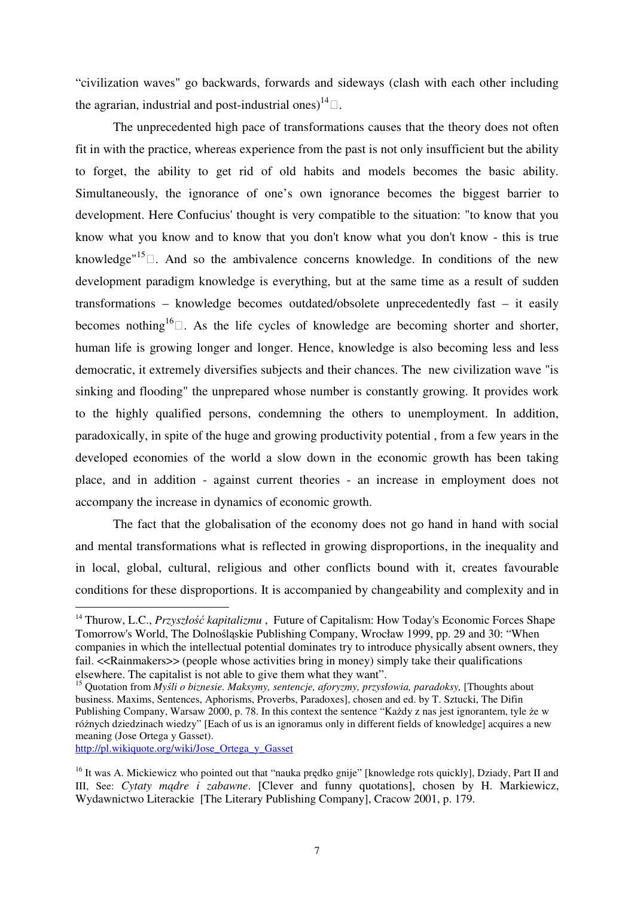"civilization waves" go backwards, forwards and sideways (clash with each other including the agrarian, industrial and post-industrial ones)[14].

The unprecedented high pace of transformations causes that the theory does not often fit in with the practice, whereas experience from the past is not only insufficient but the ability to forget, the ability to get rid of old habits and models becomes the basic ability. Simultaneously, the ignorance of one's own ignorance becomes the biggest barrier to development. Here Confucius' thought is very compatible to the situation: "to know that you know what you know and to know that you don't know what you don't know - this is true knowledge"[15]. And so the ambivalence concerns knowledge. In conditions of the new development paradigm knowledge is everything, but at the same time as a result of sudden transformations – knowledge becomes outdated/obsolete unprecedentedly fast – it easily becomes nothing[16]. As the life cycles of knowledge are becoming shorter and shorter, human life is growing longer and longer. Hence, knowledge is also becoming less and less democratic, it extremely diversifies subjects and their chances. The new civilization wave "is sinking and flooding" the unprepared whose number is constantly growing. It provides work to the highly qualified persons, condemning the others to unemployment. In addition, paradoxically, in spite of the huge and growing productivity potential , from a few years in the developed economies of the world a slow down in the economic growth has been taking place, and in addition - against current theories - an increase in employment does not accompany the increase in dynamics of economic growth.

The fact that the globalisation of the economy does not go hand in hand with social and mental transformations what is reflected in growing disproportions, in the inequality and in local, global, cultural, religious and other conflicts bound with it, creates favourable conditions for these disproportions. It is accompanied by changeability and complexity and in

---

[14] Thurow, L.C., *Przyszłość kapitalizmu* , Future of Capitalism: How Today's Economic Forces Shape Tomorrow's World, The Dolnośląskie Publishing Company, Wrocław 1999, pp. 29 and 30: "When companies in which the intellectual potential dominates try to introduce physically absent owners, they fail. <<Rainmakers>> (people whose activities bring in money) simply take their qualifications elsewhere. The capitalist is not able to give them what they want".

[15] Quotation from *Myśli o biznesie. Maksymy, sentencje, aforyzmy, przysłowia, paradoksy,* [Thoughts about business. Maxims, Sentences, Aphorisms, Proverbs, Paradoxes], chosen and ed. by T. Sztucki, The Difin Publishing Company, Warsaw 2000, p. 78. In this context the sentence "Każdy z nas jest ignorantem, tyle że w różnych dziedzinach wiedzy" [Each of us is an ignoramus only in different fields of knowledge] acquires a new meaning (Jose Ortega y Gasset).
http://pl.wikiquote.org/wiki/Jose_Ortega_y_Gasset

[16] It was A. Mickiewicz who pointed out that "nauka prędko gnije" [knowledge rots quickly], Dziady, Part II and III, See: *Cytaty mądre i zabawne*. [Clever and funny quotations], chosen by H. Markiewicz, Wydawnictwo Literackie [The Literary Publishing Company], Cracow 2001, p. 179.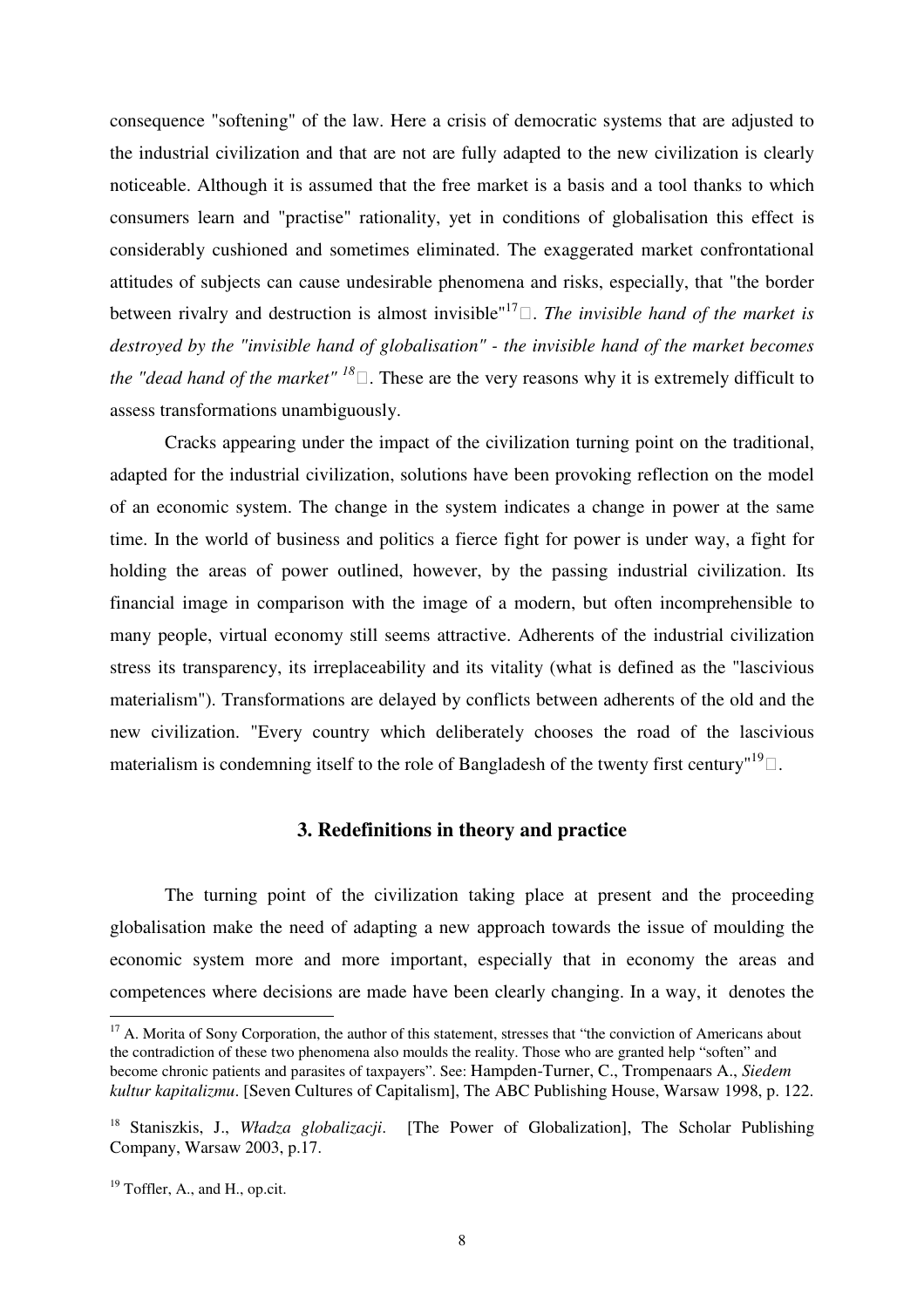consequence "softening" of the law. Here a crisis of democratic systems that are adjusted to the industrial civilization and that are not are fully adapted to the new civilization is clearly noticeable. Although it is assumed that the free market is a basis and a tool thanks to which consumers learn and "practise" rationality, yet in conditions of globalisation this effect is considerably cushioned and sometimes eliminated. The exaggerated market confrontational attitudes of subjects can cause undesirable phenomena and risks, especially, that "the border between rivalry and destruction is almost invisible"[17]. *The invisible hand of the market is destroyed by the "invisible hand of globalisation" - the invisible hand of the market becomes the "dead hand of the market"* [18]. These are the very reasons why it is extremely difficult to assess transformations unambiguously.

Cracks appearing under the impact of the civilization turning point on the traditional, adapted for the industrial civilization, solutions have been provoking reflection on the model of an economic system. The change in the system indicates a change in power at the same time. In the world of business and politics a fierce fight for power is under way, a fight for holding the areas of power outlined, however, by the passing industrial civilization. Its financial image in comparison with the image of a modern, but often incomprehensible to many people, virtual economy still seems attractive. Adherents of the industrial civilization stress its transparency, its irreplaceability and its vitality (what is defined as the "lascivious materialism"). Transformations are delayed by conflicts between adherents of the old and the new civilization. "Every country which deliberately chooses the road of the lascivious materialism is condemning itself to the role of Bangladesh of the twenty first century"[19].

### 3. Redefinitions in theory and practice

The turning point of the civilization taking place at present and the proceeding globalisation make the need of adapting a new approach towards the issue of moulding the economic system more and more important, especially that in economy the areas and competences where decisions are made have been clearly changing. In a way, it denotes the

---

[17] A. Morita of Sony Corporation, the author of this statement, stresses that "the conviction of Americans about the contradiction of these two phenomena also moulds the reality. Those who are granted help "soften" and become chronic patients and parasites of taxpayers". See: Hampden-Turner, C., Trompenaars A., *Siedem kultur kapitalizmu*. [Seven Cultures of Capitalism], The ABC Publishing House, Warsaw 1998, p. 122.

[18] Staniszkis, J., *Władza globalizacji*. [The Power of Globalization], The Scholar Publishing Company, Warsaw 2003, p.17.

[19] Toffler, A., and H., op.cit.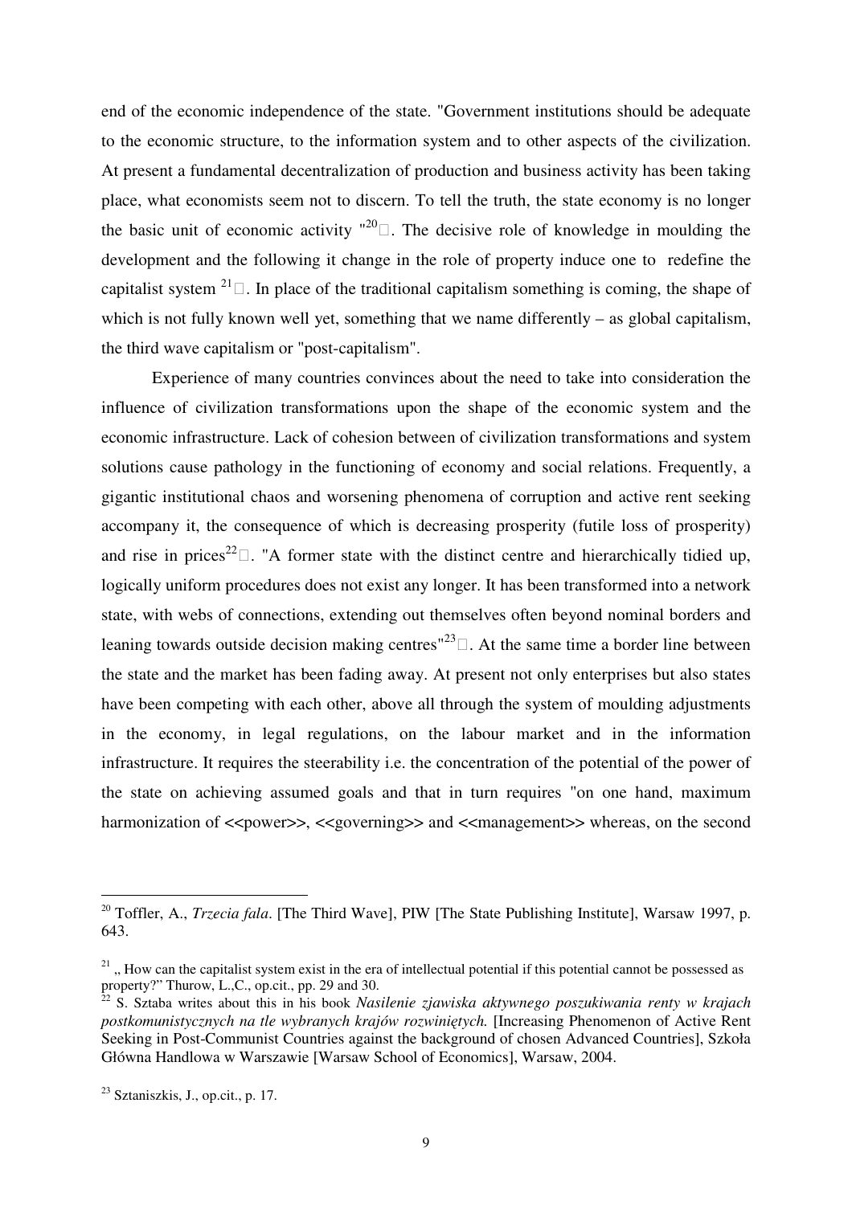end of the economic independence of the state. "Government institutions should be adequate to the economic structure, to the information system and to other aspects of the civilization. At present a fundamental decentralization of production and business activity has been taking place, what economists seem not to discern. To tell the truth, the state economy is no longer the basic unit of economic activity "[20]. The decisive role of knowledge in moulding the development and the following it change in the role of property induce one to redefine the capitalist system [21]. In place of the traditional capitalism something is coming, the shape of which is not fully known well yet, something that we name differently – as global capitalism, the third wave capitalism or "post-capitalism".

Experience of many countries convinces about the need to take into consideration the influence of civilization transformations upon the shape of the economic system and the economic infrastructure. Lack of cohesion between of civilization transformations and system solutions cause pathology in the functioning of economy and social relations. Frequently, a gigantic institutional chaos and worsening phenomena of corruption and active rent seeking accompany it, the consequence of which is decreasing prosperity (futile loss of prosperity) and rise in prices[22]. "A former state with the distinct centre and hierarchically tidied up, logically uniform procedures does not exist any longer. It has been transformed into a network state, with webs of connections, extending out themselves often beyond nominal borders and leaning towards outside decision making centres"[23]. At the same time a border line between the state and the market has been fading away. At present not only enterprises but also states have been competing with each other, above all through the system of moulding adjustments in the economy, in legal regulations, on the labour market and in the information infrastructure. It requires the steerability i.e. the concentration of the potential of the power of the state on achieving assumed goals and that in turn requires "on one hand, maximum harmonization of <<power>>, <<governing>> and <<management>> whereas, on the second

---

[20] Toffler, A., *Trzecia fala*. [The Third Wave], PIW [The State Publishing Institute], Warsaw 1997, p. 643.

[21] „ How can the capitalist system exist in the era of intellectual potential if this potential cannot be possessed as property?" Thurow, L.,C., op.cit., pp. 29 and 30.

[22] S. Sztaba writes about this in his book *Nasilenie zjawiska aktywnego poszukiwania renty w krajach postkomunistycznych na tle wybranych krajów rozwiniętych.* [Increasing Phenomenon of Active Rent Seeking in Post-Communist Countries against the background of chosen Advanced Countries], Szkoła Główna Handlowa w Warszawie [Warsaw School of Economics], Warsaw, 2004.

[23] Sztaniszkis, J., op.cit., p. 17.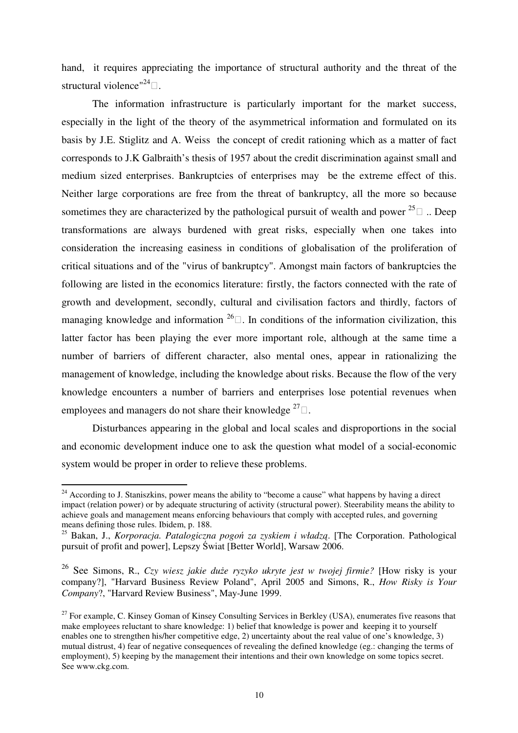hand, it requires appreciating the importance of structural authority and the threat of the structural violence"[24].

The information infrastructure is particularly important for the market success, especially in the light of the theory of the asymmetrical information and formulated on its basis by J.E. Stiglitz and A. Weiss the concept of credit rationing which as a matter of fact corresponds to J.K Galbraith's thesis of 1957 about the credit discrimination against small and medium sized enterprises. Bankruptcies of enterprises may be the extreme effect of this. Neither large corporations are free from the threat of bankruptcy, all the more so because sometimes they are characterized by the pathological pursuit of wealth and power [25].. Deep transformations are always burdened with great risks, especially when one takes into consideration the increasing easiness in conditions of globalisation of the proliferation of critical situations and of the "virus of bankruptcy". Amongst main factors of bankruptcies the following are listed in the economics literature: firstly, the factors connected with the rate of growth and development, secondly, cultural and civilisation factors and thirdly, factors of managing knowledge and information [26]. In conditions of the information civilization, this latter factor has been playing the ever more important role, although at the same time a number of barriers of different character, also mental ones, appear in rationalizing the management of knowledge, including the knowledge about risks. Because the flow of the very knowledge encounters a number of barriers and enterprises lose potential revenues when employees and managers do not share their knowledge [27].

Disturbances appearing in the global and local scales and disproportions in the social and economic development induce one to ask the question what model of a social-economic system would be proper in order to relieve these problems.

---

[24] According to J. Staniszkins, power means the ability to "become a cause" what happens by having a direct impact (relation power) or by adequate structuring of activity (structural power). Steerability means the ability to achieve goals and management means enforcing behaviours that comply with accepted rules, and governing means defining those rules. Ibidem, p. 188.

[25] Bakan, J., *Korporacja. Patalogiczna pogoń za zyskiem i władzą*. [The Corporation. Pathological pursuit of profit and power], Lepszy Świat [Better World], Warsaw 2006.

[26] See Simons, R., *Czy wiesz jakie duże ryzyko ukryte jest w twojej firmie?* [How risky is your company?], "Harvard Business Review Poland", April 2005 and Simons, R., *How Risky is Your Company*?, "Harvard Review Business", May-June 1999.

[27] For example, C. Kinsey Goman of Kinsey Consulting Services in Berkley (USA), enumerates five reasons that make employees reluctant to share knowledge: 1) belief that knowledge is power and keeping it to yourself enables one to strengthen his/her competitive edge, 2) uncertainty about the real value of one's knowledge, 3) mutual distrust, 4) fear of negative consequences of revealing the defined knowledge (eg.: changing the terms of employment), 5) keeping by the management their intentions and their own knowledge on some topics secret. See www.ckg.com.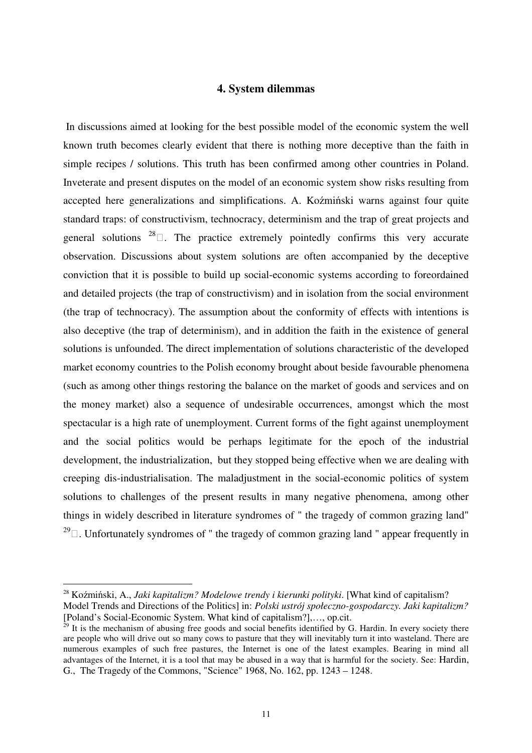## 4. System dilemmas

In discussions aimed at looking for the best possible model of the economic system the well known truth becomes clearly evident that there is nothing more deceptive than the faith in simple recipes / solutions. This truth has been confirmed among other countries in Poland. Inveterate and present disputes on the model of an economic system show risks resulting from accepted here generalizations and simplifications. A. Koźmiński warns against four quite standard traps: of constructivism, technocracy, determinism and the trap of great projects and general solutions [28]. The practice extremely pointedly confirms this very accurate observation. Discussions about system solutions are often accompanied by the deceptive conviction that it is possible to build up social-economic systems according to foreordained and detailed projects (the trap of constructivism) and in isolation from the social environment (the trap of technocracy). The assumption about the conformity of effects with intentions is also deceptive (the trap of determinism), and in addition the faith in the existence of general solutions is unfounded. The direct implementation of solutions characteristic of the developed market economy countries to the Polish economy brought about beside favourable phenomena (such as among other things restoring the balance on the market of goods and services and on the money market) also a sequence of undesirable occurrences, amongst which the most spectacular is a high rate of unemployment. Current forms of the fight against unemployment and the social politics would be perhaps legitimate for the epoch of the industrial development, the industrialization, but they stopped being effective when we are dealing with creeping dis-industrialisation. The maladjustment in the social-economic politics of system solutions to challenges of the present results in many negative phenomena, among other things in widely described in literature syndromes of " the tragedy of common grazing land" [29]. Unfortunately syndromes of " the tragedy of common grazing land " appear frequently in

---

[28] Koźmiński, A., *Jaki kapitalizm? Modelowe trendy i kierunki polityki*. [What kind of capitalism? Model Trends and Directions of the Politics] in: *Polski ustrój społeczno-gospodarczy. Jaki kapitalizm?* [Poland's Social-Economic System. What kind of capitalism?],…, op.cit.

[29] It is the mechanism of abusing free goods and social benefits identified by G. Hardin. In every society there are people who will drive out so many cows to pasture that they will inevitably turn it into wasteland. There are numerous examples of such free pastures, the Internet is one of the latest examples. Bearing in mind all advantages of the Internet, it is a tool that may be abused in a way that is harmful for the society. See: Hardin, G., The Tragedy of the Commons, "Science" 1968, No. 162, pp. 1243 – 1248.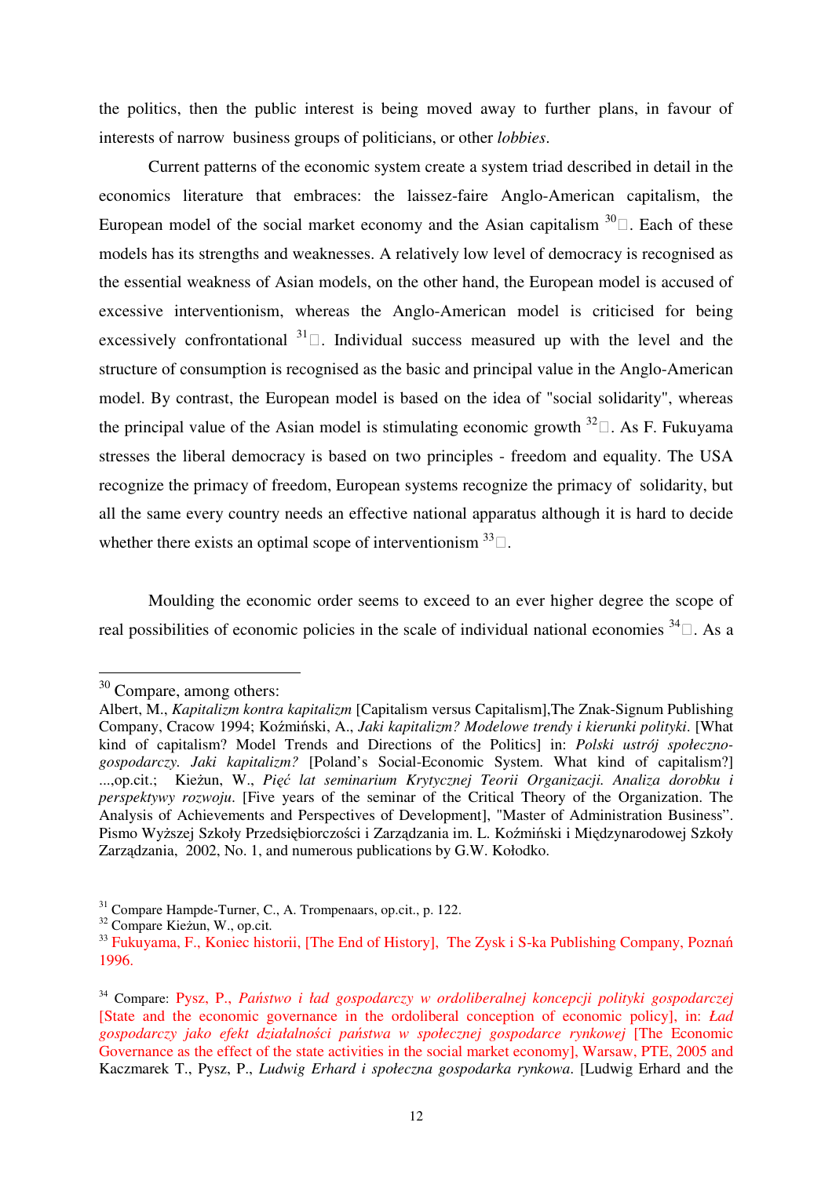the politics, then the public interest is being moved away to further plans, in favour of interests of narrow business groups of politicians, or other *lobbies*.

Current patterns of the economic system create a system triad described in detail in the economics literature that embraces: the laissez-faire Anglo-American capitalism, the European model of the social market economy and the Asian capitalism [30]. Each of these models has its strengths and weaknesses. A relatively low level of democracy is recognised as the essential weakness of Asian models, on the other hand, the European model is accused of excessive interventionism, whereas the Anglo-American model is criticised for being excessively confrontational [31]. Individual success measured up with the level and the structure of consumption is recognised as the basic and principal value in the Anglo-American model. By contrast, the European model is based on the idea of "social solidarity", whereas the principal value of the Asian model is stimulating economic growth [32]. As F. Fukuyama stresses the liberal democracy is based on two principles - freedom and equality. The USA recognize the primacy of freedom, European systems recognize the primacy of solidarity, but all the same every country needs an effective national apparatus although it is hard to decide whether there exists an optimal scope of interventionism [33].

Moulding the economic order seems to exceed to an ever higher degree the scope of real possibilities of economic policies in the scale of individual national economies [34]. As a

---

[30] Compare, among others:
Albert, M., *Kapitalizm kontra kapitalizm* [Capitalism versus Capitalism],The Znak-Signum Publishing Company, Cracow 1994; Koźmiński, A., *Jaki kapitalizm? Modelowe trendy i kierunki polityki*. [What kind of capitalism? Model Trends and Directions of the Politics] in: *Polski ustrój społeczno-gospodarczy. Jaki kapitalizm?* [Poland's Social-Economic System. What kind of capitalism?] ...,op.cit.; Kieżun, W., *Pięć lat seminarium Krytycznej Teorii Organizacji. Analiza dorobku i perspektywy rozwoju*. [Five years of the seminar of the Critical Theory of the Organization. The Analysis of Achievements and Perspectives of Development], "Master of Administration Business". Pismo Wyższej Szkoły Przedsiębiorczości i Zarządzania im. L. Koźmiński i Międzynarodowej Szkoły Zarządzania, 2002, No. 1, and numerous publications by G.W. Kołodko.

[31] Compare Hampde-Turner, C., A. Trompenaars, op.cit., p. 122.

[32] Compare Kieżun, W., op.cit.

[33] Fukuyama, F., Koniec historii, [The End of History], The Zysk i S-ka Publishing Company, Poznań 1996.

[34] Compare: Pysz, P., *Państwo i ład gospodarczy w ordoliberalnej koncepcji polityki gospodarczej* [State and the economic governance in the ordoliberal conception of economic policy], in: *Ład gospodarczy jako efekt działalności państwa w społecznej gospodarce rynkowej* [The Economic Governance as the effect of the state activities in the social market economy], Warsaw, PTE, 2005 and Kaczmarek T., Pysz, P., *Ludwig Erhard i społeczna gospodarka rynkowa*. [Ludwig Erhard and the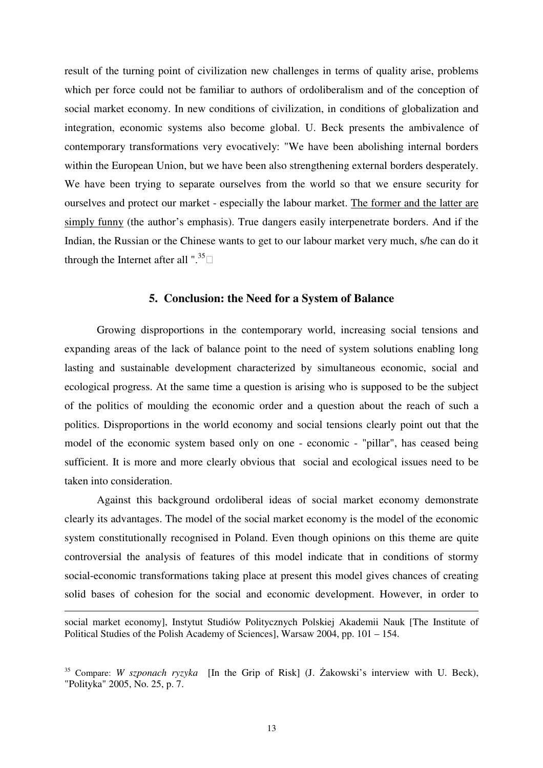result of the turning point of civilization new challenges in terms of quality arise, problems which per force could not be familiar to authors of ordoliberalism and of the conception of social market economy. In new conditions of civilization, in conditions of globalization and integration, economic systems also become global. U. Beck presents the ambivalence of contemporary transformations very evocatively: "We have been abolishing internal borders within the European Union, but we have been also strengthening external borders desperately. We have been trying to separate ourselves from the world so that we ensure security for ourselves and protect our market - especially the labour market. <u>The former and the latter are simply funny</u> (the author's emphasis). True dangers easily interpenetrate borders. And if the Indian, the Russian or the Chinese wants to get to our labour market very much, s/he can do it through the Internet after all ".[35]

## 5. Conclusion: the Need for a System of Balance

Growing disproportions in the contemporary world, increasing social tensions and expanding areas of the lack of balance point to the need of system solutions enabling long lasting and sustainable development characterized by simultaneous economic, social and ecological progress. At the same time a question is arising who is supposed to be the subject of the politics of moulding the economic order and a question about the reach of such a politics. Disproportions in the world economy and social tensions clearly point out that the model of the economic system based only on one - economic - "pillar", has ceased being sufficient. It is more and more clearly obvious that social and ecological issues need to be taken into consideration.

Against this background ordoliberal ideas of social market economy demonstrate clearly its advantages. The model of the social market economy is the model of the economic system constitutionally recognised in Poland. Even though opinions on this theme are quite controversial the analysis of features of this model indicate that in conditions of stormy social-economic transformations taking place at present this model gives chances of creating solid bases of cohesion for the social and economic development. However, in order to

---

social market economy], Instytut Studiów Politycznych Polskiej Akademii Nauk [The Institute of Political Studies of the Polish Academy of Sciences], Warsaw 2004, pp. 101 – 154.

[35] Compare: *W szponach ryzyka* [In the Grip of Risk] (J. Żakowski's interview with U. Beck), "Polityka" 2005, No. 25, p. 7.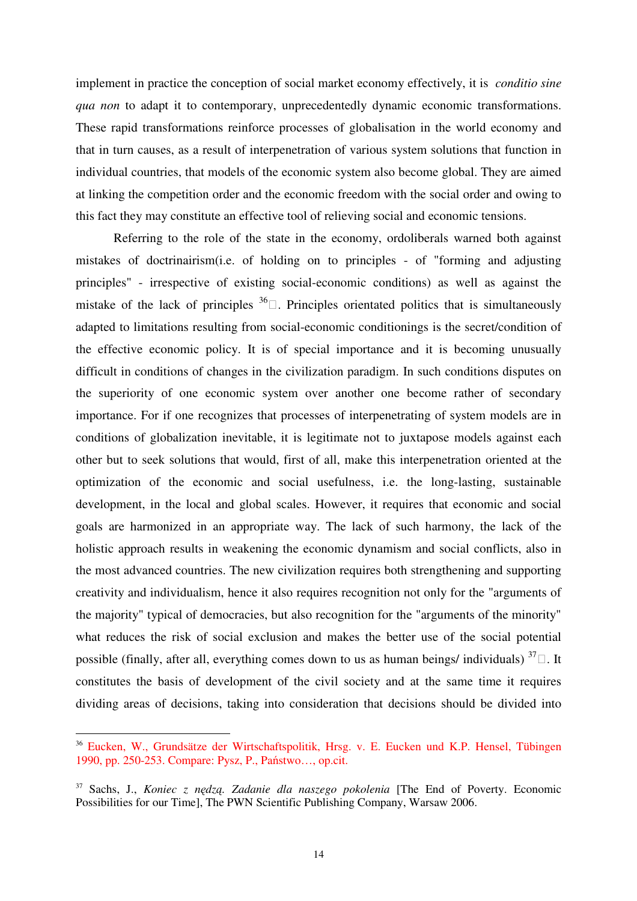implement in practice the conception of social market economy effectively, it is *conditio sine qua non* to adapt it to contemporary, unprecedentedly dynamic economic transformations. These rapid transformations reinforce processes of globalisation in the world economy and that in turn causes, as a result of interpenetration of various system solutions that function in individual countries, that models of the economic system also become global. They are aimed at linking the competition order and the economic freedom with the social order and owing to this fact they may constitute an effective tool of relieving social and economic tensions.

Referring to the role of the state in the economy, ordoliberals warned both against mistakes of doctrinairism(i.e. of holding on to principles - of "forming and adjusting principles" - irrespective of existing social-economic conditions) as well as against the mistake of the lack of principles [36]. Principles orientated politics that is simultaneously adapted to limitations resulting from social-economic conditionings is the secret/condition of the effective economic policy. It is of special importance and it is becoming unusually difficult in conditions of changes in the civilization paradigm. In such conditions disputes on the superiority of one economic system over another one become rather of secondary importance. For if one recognizes that processes of interpenetrating of system models are in conditions of globalization inevitable, it is legitimate not to juxtapose models against each other but to seek solutions that would, first of all, make this interpenetration oriented at the optimization of the economic and social usefulness, i.e. the long-lasting, sustainable development, in the local and global scales. However, it requires that economic and social goals are harmonized in an appropriate way. The lack of such harmony, the lack of the holistic approach results in weakening the economic dynamism and social conflicts, also in the most advanced countries. The new civilization requires both strengthening and supporting creativity and individualism, hence it also requires recognition not only for the "arguments of the majority" typical of democracies, but also recognition for the "arguments of the minority" what reduces the risk of social exclusion and makes the better use of the social potential possible (finally, after all, everything comes down to us as human beings/ individuals) [37]. It constitutes the basis of development of the civil society and at the same time it requires dividing areas of decisions, taking into consideration that decisions should be divided into

---

[36] Eucken, W., Grundsätze der Wirtschaftspolitik, Hrsg. v. E. Eucken und K.P. Hensel, Tübingen 1990, pp. 250-253. Compare: Pysz, P., Państwo…, op.cit.

[37] Sachs, J., *Koniec z nędzą. Zadanie dla naszego pokolenia* [The End of Poverty. Economic Possibilities for our Time], The PWN Scientific Publishing Company, Warsaw 2006.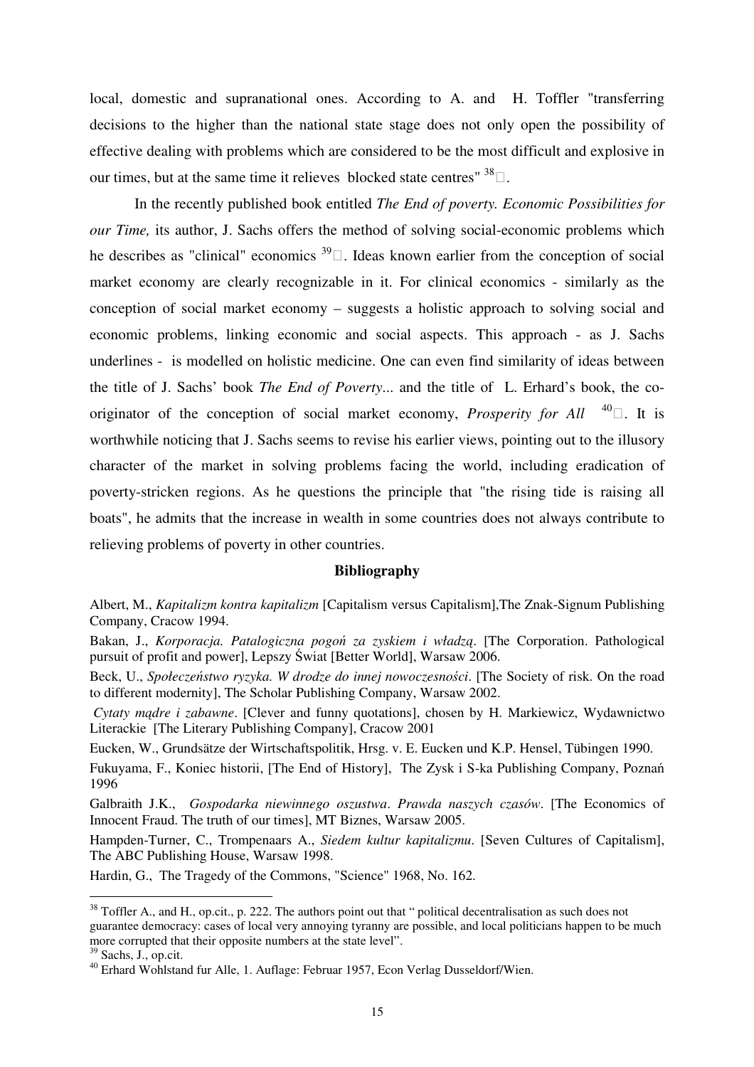local, domestic and supranational ones. According to A. and H. Toffler "transferring decisions to the higher than the national state stage does not only open the possibility of effective dealing with problems which are considered to be the most difficult and explosive in our times, but at the same time it relieves blocked state centres" [38].

In the recently published book entitled *The End of poverty. Economic Possibilities for our Time,* its author, J. Sachs offers the method of solving social-economic problems which he describes as "clinical" economics [39]. Ideas known earlier from the conception of social market economy are clearly recognizable in it. For clinical economics - similarly as the conception of social market economy – suggests a holistic approach to solving social and economic problems, linking economic and social aspects. This approach - as J. Sachs underlines - is modelled on holistic medicine. One can even find similarity of ideas between the title of J. Sachs' book *The End of Poverty...* and the title of L. Erhard's book, the co-originator of the conception of social market economy, ***Prosperity for All*** [40]. It is worthwhile noticing that J. Sachs seems to revise his earlier views, pointing out to the illusory character of the market in solving problems facing the world, including eradication of poverty-stricken regions. As he questions the principle that "the rising tide is raising all boats", he admits that the increase in wealth in some countries does not always contribute to relieving problems of poverty in other countries.

## Bibliography

Albert, M., *Kapitalizm kontra kapitalizm* [Capitalism versus Capitalism],The Znak-Signum Publishing Company, Cracow 1994.

Bakan, J., *Korporacja. Patalogiczna pogoń za zyskiem i władzą*. [The Corporation. Pathological pursuit of profit and power], Lepszy Świat [Better World], Warsaw 2006.

Beck, U., *Społeczeństwo ryzyka. W drodze do innej nowoczesności*. [The Society of risk. On the road to different modernity], The Scholar Publishing Company, Warsaw 2002.

*Cytaty mądre i zabawne*. [Clever and funny quotations], chosen by H. Markiewicz, Wydawnictwo Literackie [The Literary Publishing Company], Cracow 2001

Eucken, W., Grundsätze der Wirtschaftspolitik, Hrsg. v. E. Eucken und K.P. Hensel, Tübingen 1990.

Fukuyama, F., Koniec historii, [The End of History], The Zysk i S-ka Publishing Company, Poznań 1996

Galbraith J.K., *Gospodarka niewinnego oszustwa*. *Prawda naszych czasów*. [The Economics of Innocent Fraud. The truth of our times], MT Biznes, Warsaw 2005.

Hampden-Turner, C., Trompenaars A., *Siedem kultur kapitalizmu*. [Seven Cultures of Capitalism], The ABC Publishing House, Warsaw 1998.

Hardin, G., The Tragedy of the Commons, "Science" 1968, No. 162.

---

[38] Toffler A., and H., op.cit., p. 222. The authors point out that " political decentralisation as such does not guarantee democracy: cases of local very annoying tyranny are possible, and local politicians happen to be much more corrupted that their opposite numbers at the state level".

[39] Sachs, J., op.cit.

[40] Erhard Wohlstand fur Alle, 1. Auflage: Februar 1957, Econ Verlag Dusseldorf/Wien.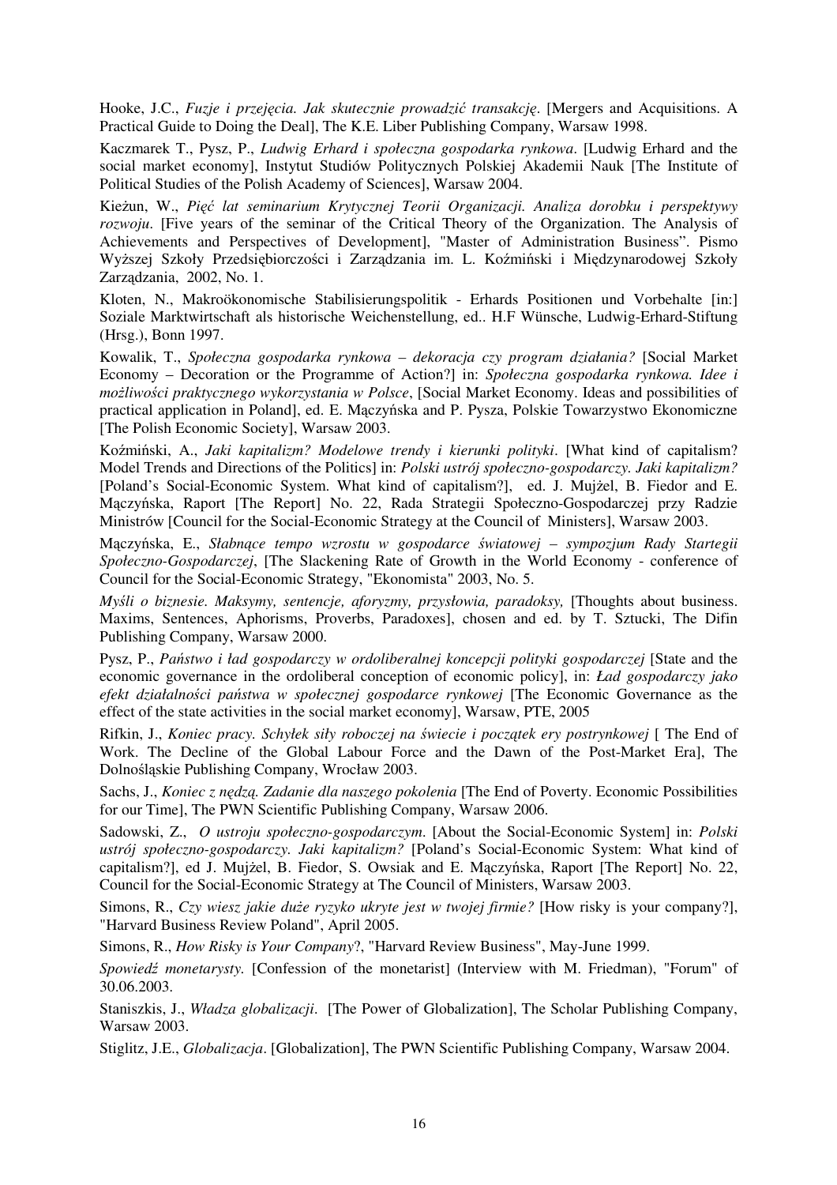Hooke, J.C., *Fuzje i przejęcia. Jak skutecznie prowadzić transakcję*. [Mergers and Acquisitions. A Practical Guide to Doing the Deal], The K.E. Liber Publishing Company, Warsaw 1998.

Kaczmarek T., Pysz, P., *Ludwig Erhard i społeczna gospodarka rynkowa*. [Ludwig Erhard and the social market economy], Instytut Studiów Politycznych Polskiej Akademii Nauk [The Institute of Political Studies of the Polish Academy of Sciences], Warsaw 2004.

Kieżun, W., *Pięć lat seminarium Krytycznej Teorii Organizacji. Analiza dorobku i perspektywy rozwoju*. [Five years of the seminar of the Critical Theory of the Organization. The Analysis of Achievements and Perspectives of Development], "Master of Administration Business". Pismo Wyższej Szkoły Przedsiębiorczości i Zarządzania im. L. Koźmiński i Międzynarodowej Szkoły Zarządzania, 2002, No. 1.

Kloten, N., Makroökonomische Stabilisierungspolitik - Erhards Positionen und Vorbehalte [in:] Soziale Marktwirtschaft als historische Weichenstellung, ed.. H.F Wünsche, Ludwig-Erhard-Stiftung (Hrsg.), Bonn 1997.

Kowalik, T., *Społeczna gospodarka rynkowa – dekoracja czy program działania?* [Social Market Economy – Decoration or the Programme of Action?] in: *Społeczna gospodarka rynkowa. Idee i możliwości praktycznego wykorzystania w Polsce*, [Social Market Economy. Ideas and possibilities of practical application in Poland], ed. E. Mączyńska and P. Pysza, Polskie Towarzystwo Ekonomiczne [The Polish Economic Society], Warsaw 2003.

Koźmiński, A., *Jaki kapitalizm? Modelowe trendy i kierunki polityki*. [What kind of capitalism? Model Trends and Directions of the Politics] in: *Polski ustrój społeczno-gospodarczy. Jaki kapitalizm?* [Poland's Social-Economic System. What kind of capitalism?], ed. J. Mujżel, B. Fiedor and E. Mączyńska, Raport [The Report] No. 22, Rada Strategii Społeczno-Gospodarczej przy Radzie Ministrów [Council for the Social-Economic Strategy at the Council of Ministers], Warsaw 2003.

Mączyńska, E., *Słabnące tempo wzrostu w gospodarce światowej – sympozjum Rady Startegii Społeczno-Gospodarczej*, [The Slackening Rate of Growth in the World Economy - conference of Council for the Social-Economic Strategy, "Ekonomista" 2003, No. 5.

*Myśli o biznesie. Maksymy, sentencje, aforyzmy, przysłowia, paradoksy,* [Thoughts about business. Maxims, Sentences, Aphorisms, Proverbs, Paradoxes], chosen and ed. by T. Sztucki, The Difin Publishing Company, Warsaw 2000.

Pysz, P., *Państwo i ład gospodarczy w ordoliberalnej koncepcji polityki gospodarczej* [State and the economic governance in the ordoliberal conception of economic policy], in: *Ład gospodarczy jako efekt działalności państwa w społecznej gospodarce rynkowej* [The Economic Governance as the effect of the state activities in the social market economy], Warsaw, PTE, 2005

Rifkin, J., *Koniec pracy. Schyłek siły roboczej na świecie i początek ery postrynkowej* [ The End of Work. The Decline of the Global Labour Force and the Dawn of the Post-Market Era], The Dolnośląskie Publishing Company, Wrocław 2003.

Sachs, J., *Koniec z nędzą. Zadanie dla naszego pokolenia* [The End of Poverty. Economic Possibilities for our Time], The PWN Scientific Publishing Company, Warsaw 2006.

Sadowski, Z., *O ustroju społeczno-gospodarczym*. [About the Social-Economic System] in: *Polski ustrój społeczno-gospodarczy. Jaki kapitalizm?* [Poland's Social-Economic System: What kind of capitalism?], ed J. Mujżel, B. Fiedor, S. Owsiak and E. Mączyńska, Raport [The Report] No. 22, Council for the Social-Economic Strategy at The Council of Ministers, Warsaw 2003.

Simons, R., *Czy wiesz jakie duże ryzyko ukryte jest w twojej firmie?* [How risky is your company?], "Harvard Business Review Poland", April 2005.

Simons, R., *How Risky is Your Company*?, "Harvard Review Business", May-June 1999.

*Spowiedź monetarysty.* [Confession of the monetarist] (Interview with M. Friedman), "Forum" of 30.06.2003.

Staniszkis, J., *Władza globalizacji*. [The Power of Globalization], The Scholar Publishing Company, Warsaw 2003.

Stiglitz, J.E., *Globalizacja*. [Globalization], The PWN Scientific Publishing Company, Warsaw 2004.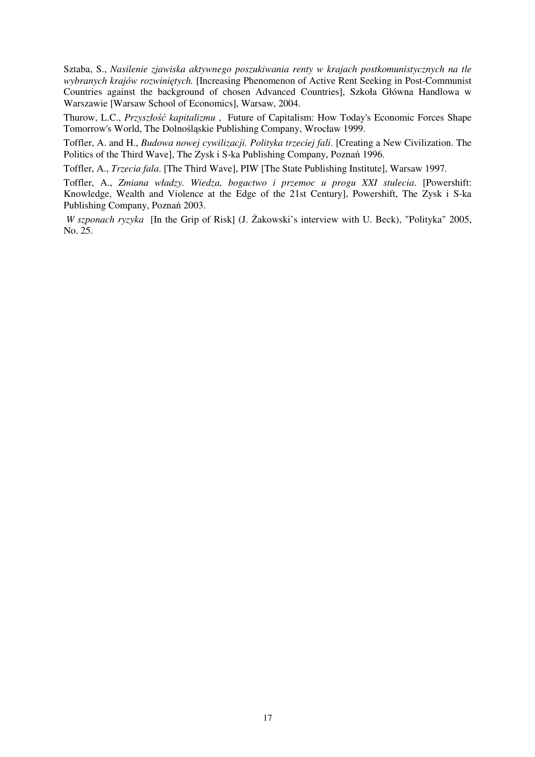Sztaba, S., *Nasilenie zjawiska aktywnego poszukiwania renty w krajach postkomunistycznych na tle wybranych krajów rozwiniętych.* [Increasing Phenomenon of Active Rent Seeking in Post-Communist Countries against the background of chosen Advanced Countries], Szkoła Główna Handlowa w Warszawie [Warsaw School of Economics], Warsaw, 2004.

Thurow, L.C., *Przyszłość kapitalizmu* , Future of Capitalism: How Today's Economic Forces Shape Tomorrow's World, The Dolnośląskie Publishing Company, Wrocław 1999.

Toffler, A. and H., *Budowa nowej cywilizacji. Polityka trzeciej fali*. [Creating a New Civilization. The Politics of the Third Wave], The Zysk i S-ka Publishing Company, Poznań 1996.

Toffler, A., *Trzecia fala*. [The Third Wave], PIW [The State Publishing Institute], Warsaw 1997.

Toffler, A., *Zmiana władzy. Wiedza, bogactwo i przemoc u progu XXI stulecia*. [Powershift: Knowledge, Wealth and Violence at the Edge of the 21st Century], Powershift, The Zysk i S-ka Publishing Company, Poznań 2003.

*W szponach ryzyka* [In the Grip of Risk] (J. Żakowski's interview with U. Beck), "Polityka" 2005, No. 25.